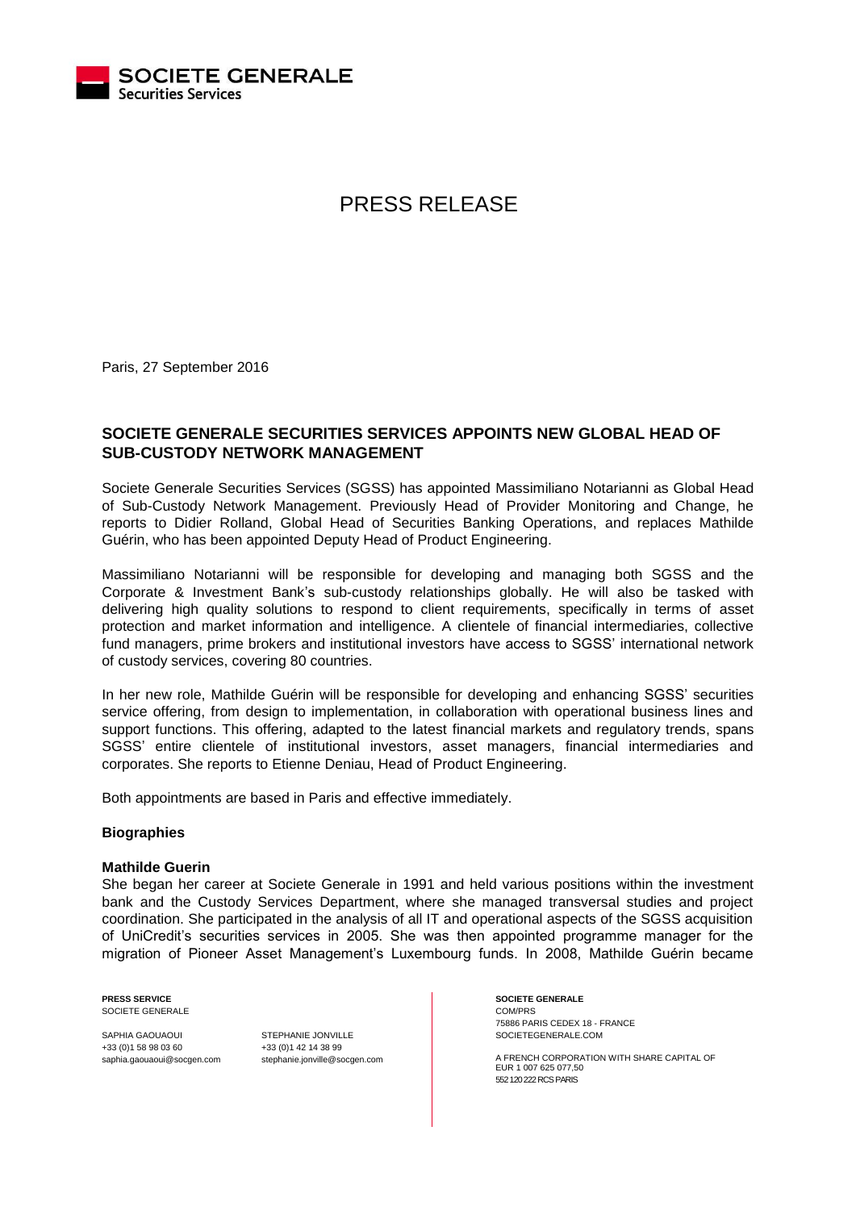SOCIETE GENERALE
Securities Services

# PRESS RELEASE

Paris, 27 September 2016

## SOCIETE GENERALE SECURITIES SERVICES APPOINTS NEW GLOBAL HEAD OF SUB-CUSTODY NETWORK MANAGEMENT

Societe Generale Securities Services (SGSS) has appointed Massimiliano Notarianni as Global Head of Sub-Custody Network Management. Previously Head of Provider Monitoring and Change, he reports to Didier Rolland, Global Head of Securities Banking Operations, and replaces Mathilde Guérin, who has been appointed Deputy Head of Product Engineering.

Massimiliano Notarianni will be responsible for developing and managing both SGSS and the Corporate & Investment Bank's sub-custody relationships globally. He will also be tasked with delivering high quality solutions to respond to client requirements, specifically in terms of asset protection and market information and intelligence. A clientele of financial intermediaries, collective fund managers, prime brokers and institutional investors have access to SGSS' international network of custody services, covering 80 countries.

In her new role, Mathilde Guérin will be responsible for developing and enhancing SGSS' securities service offering, from design to implementation, in collaboration with operational business lines and support functions. This offering, adapted to the latest financial markets and regulatory trends, spans SGSS' entire clientele of institutional investors, asset managers, financial intermediaries and corporates. She reports to Etienne Deniau, Head of Product Engineering.

Both appointments are based in Paris and effective immediately.

### Biographies

**Mathilde Guerin**

She began her career at Societe Generale in 1991 and held various positions within the investment bank and the Custody Services Department, where she managed transversal studies and project coordination. She participated in the analysis of all IT and operational aspects of the SGSS acquisition of UniCredit's securities services in 2005. She was then appointed programme manager for the migration of Pioneer Asset Management's Luxembourg funds. In 2008, Mathilde Guérin became

**PRESS SERVICE**
SOCIETE GENERALE

SAPHIA GAOUAOUI
+33 (0)1 58 98 03 60
saphia.gaouaoui@socgen.com

STEPHANIE JONVILLE
+33 (0)1 42 14 38 99
stephanie.jonville@socgen.com

**SOCIETE GENERALE**
COM/PRS
75886 PARIS CEDEX 18 - FRANCE
SOCIETEGENERALE.COM

A FRENCH CORPORATION WITH SHARE CAPITAL OF EUR 1 007 625 077,50
552 120 222 RCS PARIS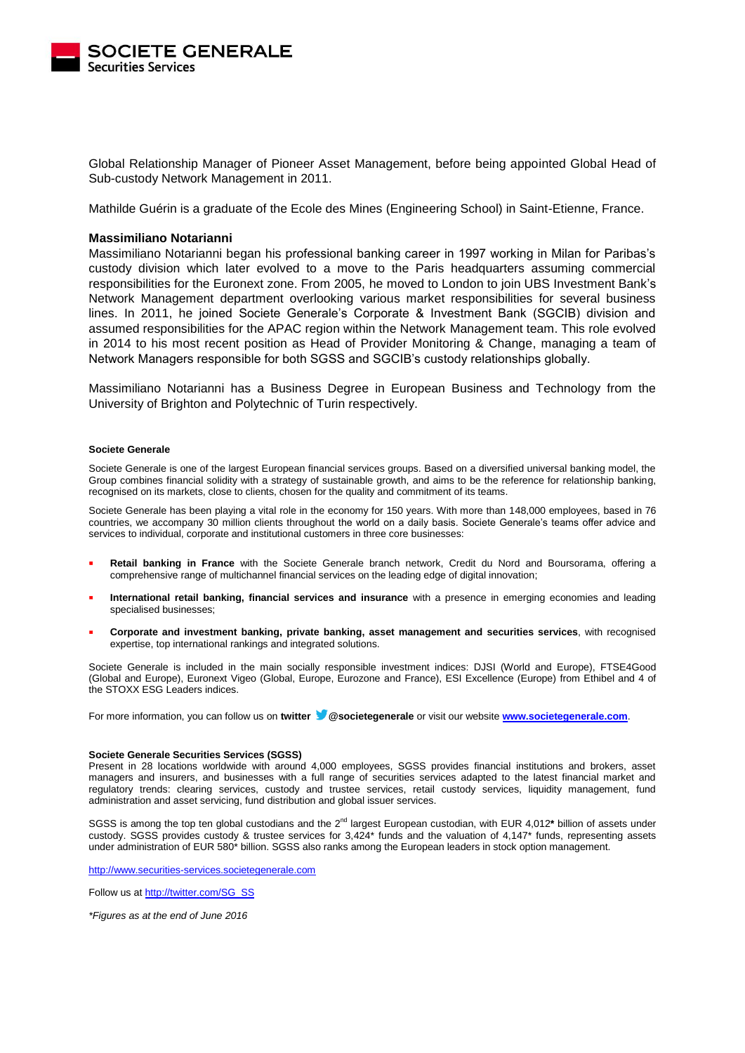Global Relationship Manager of Pioneer Asset Management, before being appointed Global Head of Sub-custody Network Management in 2011.

Mathilde Guérin is a graduate of the Ecole des Mines (Engineering School) in Saint-Etienne, France.

**Massimiliano Notarianni**

Massimiliano Notarianni began his professional banking career in 1997 working in Milan for Paribas's custody division which later evolved to a move to the Paris headquarters assuming commercial responsibilities for the Euronext zone. From 2005, he moved to London to join UBS Investment Bank's Network Management department overlooking various market responsibilities for several business lines. In 2011, he joined Societe Generale's Corporate & Investment Bank (SGCIB) division and assumed responsibilities for the APAC region within the Network Management team. This role evolved in 2014 to his most recent position as Head of Provider Monitoring & Change, managing a team of Network Managers responsible for both SGSS and SGCIB's custody relationships globally.

Massimiliano Notarianni has a Business Degree in European Business and Technology from the University of Brighton and Polytechnic of Turin respectively.

**Societe Generale**

Societe Generale is one of the largest European financial services groups. Based on a diversified universal banking model, the Group combines financial solidity with a strategy of sustainable growth, and aims to be the reference for relationship banking, recognised on its markets, close to clients, chosen for the quality and commitment of its teams.

Societe Generale has been playing a vital role in the economy for 150 years. With more than 148,000 employees, based in 76 countries, we accompany 30 million clients throughout the world on a daily basis. Societe Generale's teams offer advice and services to individual, corporate and institutional customers in three core businesses:

- **Retail banking in France** with the Societe Generale branch network, Credit du Nord and Boursorama, offering a comprehensive range of multichannel financial services on the leading edge of digital innovation;
- **International retail banking, financial services and insurance** with a presence in emerging economies and leading specialised businesses;
- **Corporate and investment banking, private banking, asset management and securities services**, with recognised expertise, top international rankings and integrated solutions.

Societe Generale is included in the main socially responsible investment indices: DJSI (World and Europe), FTSE4Good (Global and Europe), Euronext Vigeo (Global, Europe, Eurozone and France), ESI Excellence (Europe) from Ethibel and 4 of the STOXX ESG Leaders indices.

For more information, you can follow us on **twitter** **@societegenerale** or visit our website **www.societegenerale.com**.

**Societe Generale Securities Services (SGSS)**

Present in 28 locations worldwide with around 4,000 employees, SGSS provides financial institutions and brokers, asset managers and insurers, and businesses with a full range of securities services adapted to the latest financial market and regulatory trends: clearing services, custody and trustee services, retail custody services, liquidity management, fund administration and asset servicing, fund distribution and global issuer services.

SGSS is among the top ten global custodians and the 2nd largest European custodian, with EUR 4,012**\*** billion of assets under custody. SGSS provides custody & trustee services for 3,424\* funds and the valuation of 4,147\* funds, representing assets under administration of EUR 580\* billion. SGSS also ranks among the European leaders in stock option management.

http://www.securities-services.societegenerale.com

Follow us at http://twitter.com/SG_SS

*\*Figures as at the end of June 2016*